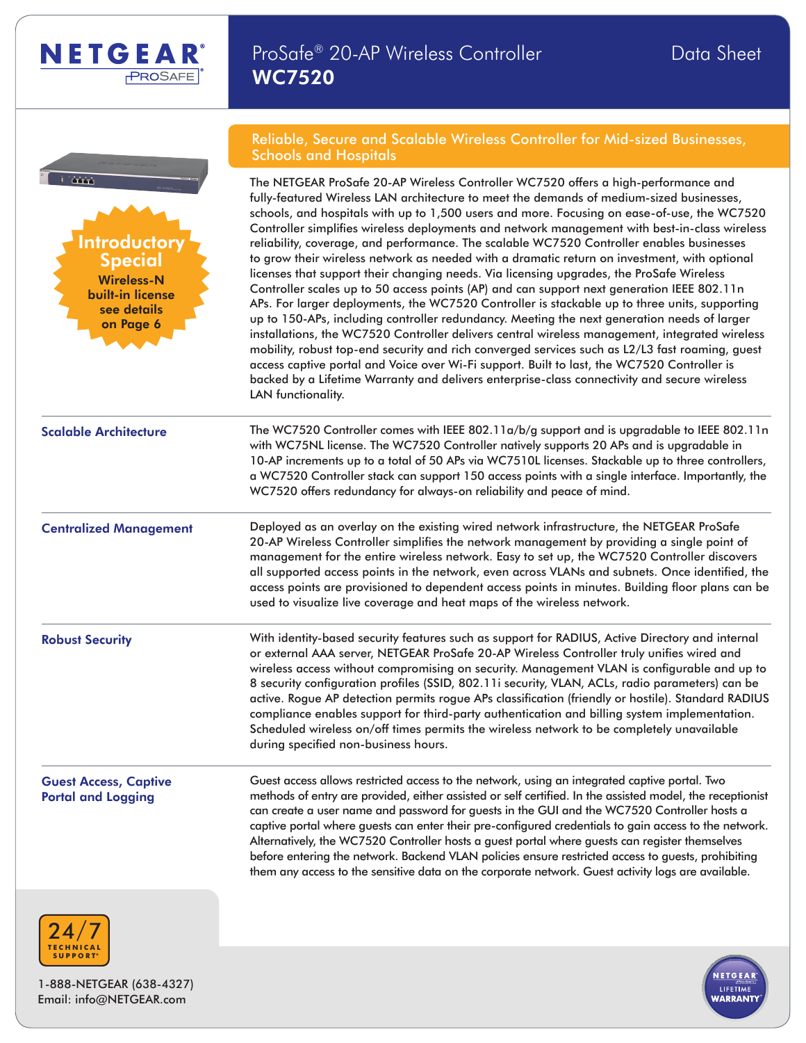# ProSafe® 20-AP Wireless Controller WC7520

Data Sheet

**Introductory Special**
**Wireless-N built-in license see details on Page 6**

## Reliable, Secure and Scalable Wireless Controller for Mid-sized Businesses, Schools and Hospitals

The NETGEAR ProSafe 20-AP Wireless Controller WC7520 offers a high-performance and fully-featured Wireless LAN architecture to meet the demands of medium-sized businesses, schools, and hospitals with up to 1,500 users and more. Focusing on ease-of-use, the WC7520 Controller simplifies wireless deployments and network management with best-in-class wireless reliability, coverage, and performance. The scalable WC7520 Controller enables businesses to grow their wireless network as needed with a dramatic return on investment, with optional licenses that support their changing needs. Via licensing upgrades, the ProSafe Wireless Controller scales up to 50 access points (AP) and can support next generation IEEE 802.11n APs. For larger deployments, the WC7520 Controller is stackable up to three units, supporting up to 150-APs, including controller redundancy. Meeting the next generation needs of larger installations, the WC7520 Controller delivers central wireless management, integrated wireless mobility, robust top-end security and rich converged services such as L2/L3 fast roaming, guest access captive portal and Voice over Wi-Fi support. Built to last, the WC7520 Controller is backed by a Lifetime Warranty and delivers enterprise-class connectivity and secure wireless LAN functionality.

### Scalable Architecture

The WC7520 Controller comes with IEEE 802.11a/b/g support and is upgradable to IEEE 802.11n with WC75NL license. The WC7520 Controller natively supports 20 APs and is upgradable in 10-AP increments up to a total of 50 APs via WC7510L licenses. Stackable up to three controllers, a WC7520 Controller stack can support 150 access points with a single interface. Importantly, the WC7520 offers redundancy for always-on reliability and peace of mind.

### Centralized Management

Deployed as an overlay on the existing wired network infrastructure, the NETGEAR ProSafe 20-AP Wireless Controller simplifies the network management by providing a single point of management for the entire wireless network. Easy to set up, the WC7520 Controller discovers all supported access points in the network, even across VLANs and subnets. Once identified, the access points are provisioned to dependent access points in minutes. Building floor plans can be used to visualize live coverage and heat maps of the wireless network.

### Robust Security

With identity-based security features such as support for RADIUS, Active Directory and internal or external AAA server, NETGEAR ProSafe 20-AP Wireless Controller truly unifies wired and wireless access without compromising on security. Management VLAN is configurable and up to 8 security configuration profiles (SSID, 802.11i security, VLAN, ACLs, radio parameters) can be active. Rogue AP detection permits rogue APs classification (friendly or hostile). Standard RADIUS compliance enables support for third-party authentication and billing system implementation. Scheduled wireless on/off times permits the wireless network to be completely unavailable during specified non-business hours.

### Guest Access, Captive Portal and Logging

Guest access allows restricted access to the network, using an integrated captive portal. Two methods of entry are provided, either assisted or self certified. In the assisted model, the receptionist can create a user name and password for guests in the GUI and the WC7520 Controller hosts a captive portal where guests can enter their pre-configured credentials to gain access to the network. Alternatively, the WC7520 Controller hosts a guest portal where guests can register themselves before entering the network. Backend VLAN policies ensure restricted access to guests, prohibiting them any access to the sensitive data on the corporate network. Guest activity logs are available.

24/7 Technical Support

1-888-NETGEAR (638-4327)
Email: info@NETGEAR.com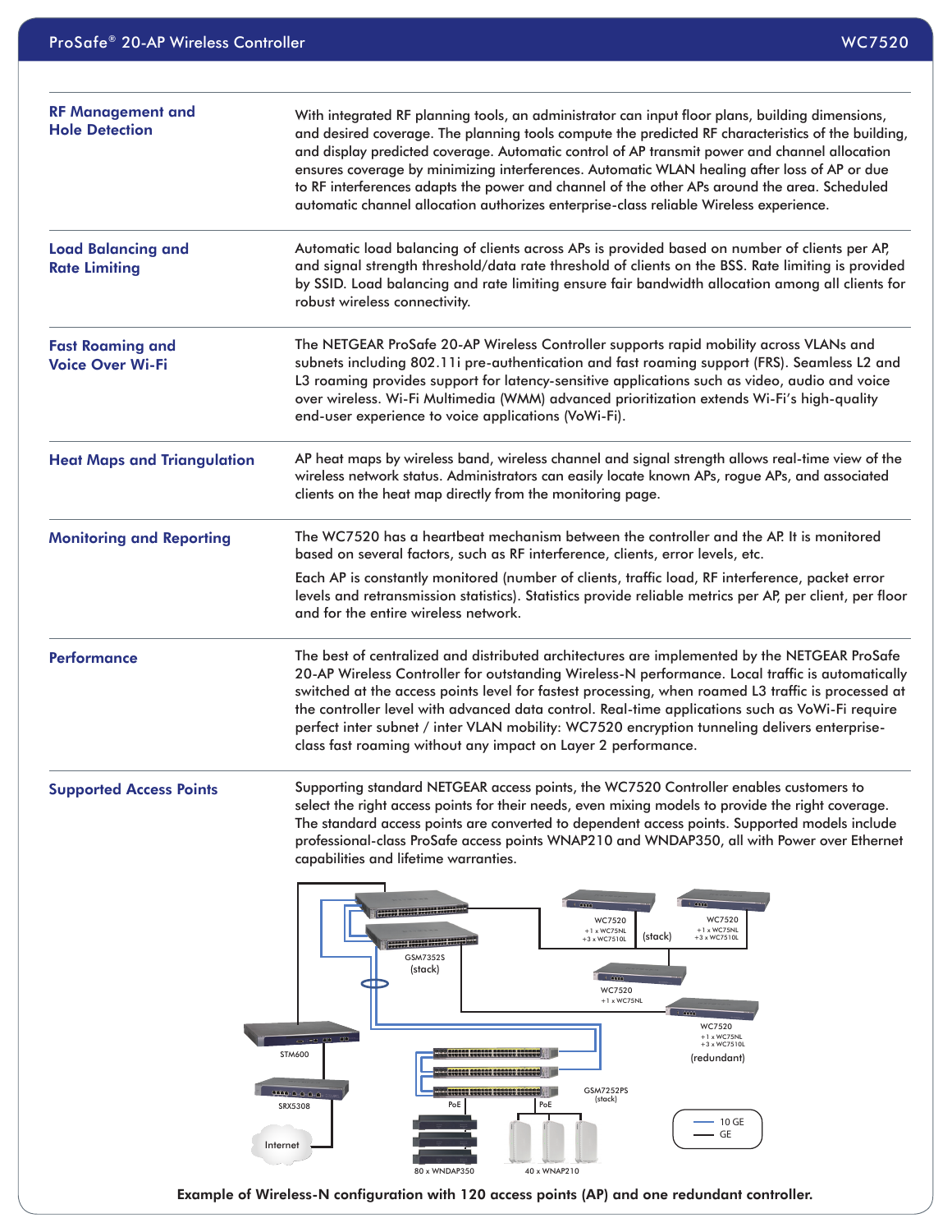## RF Management and Hole Detection

With integrated RF planning tools, an administrator can input floor plans, building dimensions, and desired coverage. The planning tools compute the predicted RF characteristics of the building, and display predicted coverage. Automatic control of AP transmit power and channel allocation ensures coverage by minimizing interferences. Automatic WLAN healing after loss of AP or due to RF interferences adapts the power and channel of the other APs around the area. Scheduled automatic channel allocation authorizes enterprise-class reliable Wireless experience.

## Load Balancing and Rate Limiting

Automatic load balancing of clients across APs is provided based on number of clients per AP, and signal strength threshold/data rate threshold of clients on the BSS. Rate limiting is provided by SSID. Load balancing and rate limiting ensure fair bandwidth allocation among all clients for robust wireless connectivity.

## Fast Roaming and Voice Over Wi-Fi

The NETGEAR ProSafe 20-AP Wireless Controller supports rapid mobility across VLANs and subnets including 802.11i pre-authentication and fast roaming support (FRS). Seamless L2 and L3 roaming provides support for latency-sensitive applications such as video, audio and voice over wireless. Wi-Fi Multimedia (WMM) advanced prioritization extends Wi-Fi's high-quality end-user experience to voice applications (VoWi-Fi).

## Heat Maps and Triangulation

AP heat maps by wireless band, wireless channel and signal strength allows real-time view of the wireless network status. Administrators can easily locate known APs, rogue APs, and associated clients on the heat map directly from the monitoring page.

## Monitoring and Reporting

The WC7520 has a heartbeat mechanism between the controller and the AP. It is monitored based on several factors, such as RF interference, clients, error levels, etc.

Each AP is constantly monitored (number of clients, traffic load, RF interference, packet error levels and retransmission statistics). Statistics provide reliable metrics per AP, per client, per floor and for the entire wireless network.

## Performance

The best of centralized and distributed architectures are implemented by the NETGEAR ProSafe 20-AP Wireless Controller for outstanding Wireless-N performance. Local traffic is automatically switched at the access points level for fastest processing, when roamed L3 traffic is processed at the controller level with advanced data control. Real-time applications such as VoWi-Fi require perfect inter subnet / inter VLAN mobility: WC7520 encryption tunneling delivers enterprise-class fast roaming without any impact on Layer 2 performance.

## Supported Access Points

Supporting standard NETGEAR access points, the WC7520 Controller enables customers to select the right access points for their needs, even mixing models to provide the right coverage. The standard access points are converted to dependent access points. Supported models include professional-class ProSafe access points WNAP210 and WNDAP350, all with Power over Ethernet capabilities and lifetime warranties.

**Example of Wireless-N configuration with 120 access points (AP) and one redundant controller.**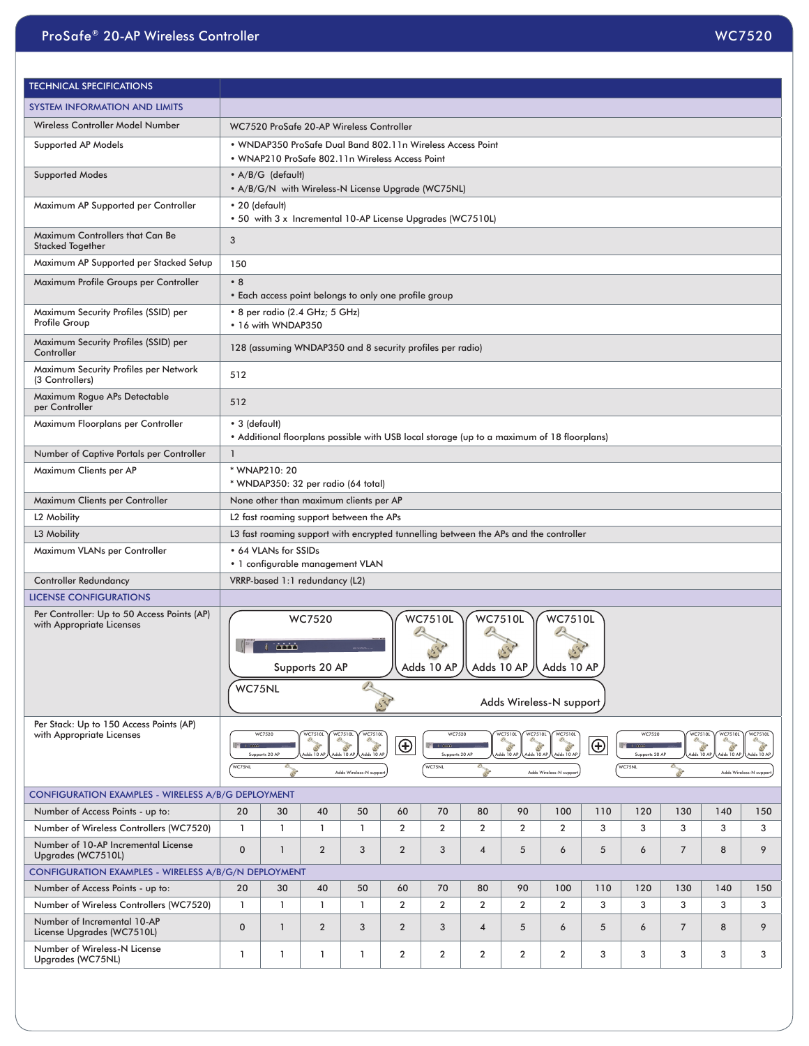# ProSafe® 20-AP Wireless Controller — WC7520

| TECHNICAL SPECIFICATIONS | |
|---|---|
| **SYSTEM INFORMATION AND LIMITS** | |
| Wireless Controller Model Number | WC7520 ProSafe 20-AP Wireless Controller |
| Supported AP Models | • WNDAP350 ProSafe Dual Band 802.11n Wireless Access Point<br>• WNAP210 ProSafe 802.11n Wireless Access Point |
| Supported Modes | • A/B/G (default)<br>• A/B/G/N with Wireless-N License Upgrade (WC75NL) |
| Maximum AP Supported per Controller | • 20 (default)<br>• 50 with 3 x Incremental 10-AP License Upgrades (WC7510L) |
| Maximum Controllers that Can Be Stacked Together | 3 |
| Maximum AP Supported per Stacked Setup | 150 |
| Maximum Profile Groups per Controller | • 8<br>• Each access point belongs to only one profile group |
| Maximum Security Profiles (SSID) per Profile Group | • 8 per radio (2.4 GHz; 5 GHz)<br>• 16 with WNDAP350 |
| Maximum Security Profiles (SSID) per Controller | 128 (assuming WNDAP350 and 8 security profiles per radio) |
| Maximum Security Profiles per Network (3 Controllers) | 512 |
| Maximum Rogue APs Detectable per Controller | 512 |
| Maximum Floorplans per Controller | • 3 (default)<br>• Additional floorplans possible with USB local storage (up to a maximum of 18 floorplans) |
| Number of Captive Portals per Controller | 1 |
| Maximum Clients per AP | * WNAP210: 20<br>* WNDAP350: 32 per radio (64 total) |
| Maximum Clients per Controller | None other than maximum clients per AP |
| L2 Mobility | L2 fast roaming support between the APs |
| L3 Mobility | L3 fast roaming support with encrypted tunnelling between the APs and the controller |
| Maximum VLANs per Controller | • 64 VLANs for SSIDs<br>• 1 configurable management VLAN |
| Controller Redundancy | VRRP-based 1:1 redundancy (L2) |
| **LICENSE CONFIGURATIONS** | |
| Per Controller: Up to 50 Access Points (AP) with Appropriate Licenses | WC7520 Supports 20 AP + WC7510L Adds 10 AP + WC7510L Adds 10 AP + WC7510L Adds 10 AP; WC75NL Adds Wireless-N support |
| Per Stack: Up to 150 Access Points (AP) with Appropriate Licenses | 3 x (WC7520 Supports 20 AP + 3 x WC7510L Adds 10 AP + WC75NL Adds Wireless-N support) |

**CONFIGURATION EXAMPLES - WIRELESS A/B/G DEPLOYMENT**

| | | | | | | | | | | | | | | |
|---|---|---|---|---|---|---|---|---|---|---|---|---|---|---|
| Number of Access Points - up to: | 20 | 30 | 40 | 50 | 60 | 70 | 80 | 90 | 100 | 110 | 120 | 130 | 140 | 150 |
| Number of Wireless Controllers (WC7520) | 1 | 1 | 1 | 1 | 2 | 2 | 2 | 2 | 2 | 3 | 3 | 3 | 3 | 3 |
| Number of 10-AP Incremental License Upgrades (WC7510L) | 0 | 1 | 2 | 3 | 2 | 3 | 4 | 5 | 6 | 5 | 6 | 7 | 8 | 9 |

**CONFIGURATION EXAMPLES - WIRELESS A/B/G/N DEPLOYMENT**

| | | | | | | | | | | | | | | |
|---|---|---|---|---|---|---|---|---|---|---|---|---|---|---|
| Number of Access Points - up to: | 20 | 30 | 40 | 50 | 60 | 70 | 80 | 90 | 100 | 110 | 120 | 130 | 140 | 150 |
| Number of Wireless Controllers (WC7520) | 1 | 1 | 1 | 1 | 2 | 2 | 2 | 2 | 2 | 3 | 3 | 3 | 3 | 3 |
| Number of Incremental 10-AP License Upgrades (WC7510L) | 0 | 1 | 2 | 3 | 2 | 3 | 4 | 5 | 6 | 5 | 6 | 7 | 8 | 9 |
| Number of Wireless-N License Upgrades (WC75NL) | 1 | 1 | 1 | 1 | 2 | 2 | 2 | 2 | 2 | 3 | 3 | 3 | 3 | 3 |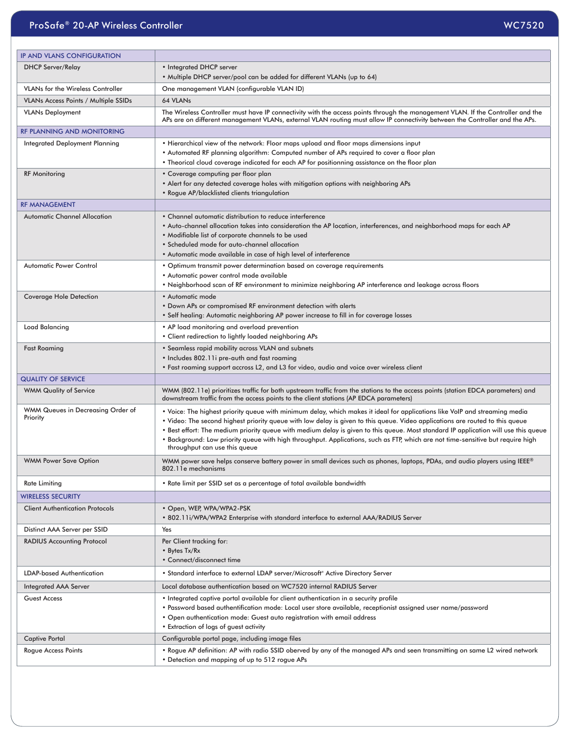## ProSafe® 20-AP Wireless Controller — WC7520

| IP AND VLANS CONFIGURATION | |
|---|---|
| DHCP Server/Relay | • Integrated DHCP server<br>• Multiple DHCP server/pool can be added for different VLANs (up to 64) |
| VLANs for the Wireless Controller | One management VLAN (configurable VLAN ID) |
| VLANs Access Points / Multiple SSIDs | 64 VLANs |
| VLANs Deployment | The Wireless Controller must have IP connectivity with the access points through the management VLAN. If the Controller and the APs are on different management VLANs, external VLAN routing must allow IP connectivity between the Controller and the APs. |
| **RF PLANNING AND MONITORING** | |
| Integrated Deployment Planning | • Hierarchical view of the network: Floor maps upload and floor maps dimensions input<br>• Automated RF planning algorithm: Computed number of APs required to cover a floor plan<br>• Theorical cloud coverage indicated for each AP for positionning assistance on the floor plan |
| RF Monitoring | • Coverage computing per floor plan<br>• Alert for any detected coverage holes with mitigation options with neighboring APs<br>• Rogue AP/blacklisted clients triangulation |
| **RF MANAGEMENT** | |
| Automatic Channel Allocation | • Channel automatic distribution to reduce interference<br>• Auto-channel allocation takes into consideration the AP location, interferences, and neighborhood maps for each AP<br>• Modifiable list of corporate channels to be used<br>• Scheduled mode for auto-channel allocation<br>• Automatic mode available in case of high level of interference |
| Automatic Power Control | • Optimum transmit power determination based on coverage requirements<br>• Automatic power control mode available<br>• Neighborhood scan of RF environment to minimize neighboring AP interference and leakage across floors |
| Coverage Hole Detection | • Automatic mode<br>• Down APs or compromised RF environment detection with alerts<br>• Self healing: Automatic neighboring AP power increase to fill in for coverage losses |
| Load Balancing | • AP load monitoring and overload prevention<br>• Client redirection to lightly loaded neighboring APs |
| Fast Roaming | • Seamless rapid mobility across VLAN and subnets<br>• Includes 802.11i pre-auth and fast roaming<br>• Fast roaming support accross L2, and L3 for video, audio and voice over wireless client |
| **QUALITY OF SERVICE** | |
| WMM Quality of Service | WMM (802.11e) prioritizes traffic for both upstream traffic from the stations to the access points (station EDCA parameters) and downstream traffic from the access points to the client stations (AP EDCA parameters) |
| WMM Queues in Decreasing Order of Priority | • Voice: The highest priority queue with minimum delay, which makes it ideal for applications like VoIP and streaming media<br>• Video: The second highest priority queue with low delay is given to this queue. Video applications are routed to this queue<br>• Best effort: The medium priority queue with medium delay is given to this queue. Most standard IP application will use this queue<br>• Background: Low priority queue with high throughput. Applications, such as FTP, which are not time-sensitive but require high throughput can use this queue |
| WMM Power Save Option | WMM power save helps conserve battery power in small devices such as phones, laptops, PDAs, and audio players using IEEE® 802.11e mechanisms |
| Rate Limiting | • Rate limit per SSID set as a percentage of total available bandwidth |
| **WIRELESS SECURITY** | |
| Client Authentication Protocols | • Open, WEP, WPA/WPA2-PSK<br>• 802.11i/WPA/WPA2 Enterprise with standard interface to external AAA/RADIUS Server |
| Distinct AAA Server per SSID | Yes |
| RADIUS Accounting Protocol | Per Client tracking for:<br>• Bytes Tx/Rx<br>• Connect/disconnect time |
| LDAP-based Authentication | • Standard interface to external LDAP server/Microsoft® Active Directory Server |
| Integrated AAA Server | Local database authentication based on WC7520 internal RADIUS Server |
| Guest Access | • Integrated captive portal available for client authentication in a security profile<br>• Password based authentification mode: Local user store available, receptionist assigned user name/password<br>• Open authentication mode: Guest auto registration with email address<br>• Extraction of logs of guest activity |
| Captive Portal | Configurable portal page, including image files |
| Rogue Access Points | • Rogue AP definition: AP with radio SSID oberved by any of the managed APs and seen transmitting on same L2 wired network<br>• Detection and mapping of up to 512 rogue APs |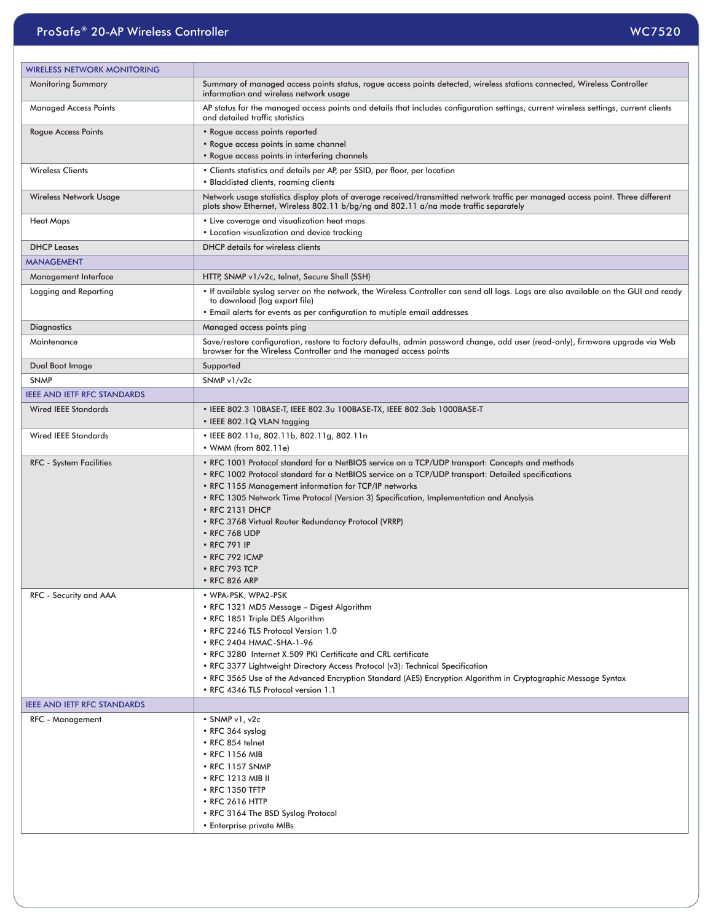| WIRELESS NETWORK MONITORING | |
|---|---|
| Monitoring Summary | Summary of managed access points status, rogue access points detected, wireless stations connected, Wireless Controller information and wireless network usage |
| Managed Access Points | AP status for the managed access points and details that includes configuration settings, current wireless settings, current clients and detailed traffic statistics |
| Rogue Access Points | • Rogue access points reported<br>• Rogue access points in same channel<br>• Rogue access points in interfering channels |
| Wireless Clients | • Clients statistics and details per AP, per SSID, per floor, per location<br>• Blacklisted clients, roaming clients |
| Wireless Network Usage | Network usage statistics display plots of average received/transmitted network traffic per managed access point. Three different plots show Ethernet, Wireless 802.11 b/bg/ng and 802.11 a/na mode traffic separately |
| Heat Maps | • Live coverage and visualization heat maps<br>• Location visualization and device tracking |
| DHCP Leases | DHCP details for wireless clients |
| **MANAGEMENT** | |
| Management Interface | HTTP, SNMP v1/v2c, telnet, Secure Shell (SSH) |
| Logging and Reporting | • If available syslog server on the network, the Wireless Controller can send all logs. Logs are also available on the GUI and ready to download (log export file)<br>• Email alerts for events as per configuration to mutiple email addresses |
| Diagnostics | Managed access points ping |
| Maintenance | Save/restore configuration, restore to factory defaults, admin password change, add user (read-only), firmware upgrade via Web browser for the Wireless Controller and the managed access points |
| Dual Boot Image | Supported |
| SNMP | SNMP v1/v2c |
| **IEEE AND IETF RFC STANDARDS** | |
| Wired IEEE Standards | • IEEE 802.3 10BASE-T, IEEE 802.3u 100BASE-TX, IEEE 802.3ab 1000BASE-T<br>• IEEE 802.1Q VLAN tagging |
| Wired IEEE Standards | • IEEE 802.11a, 802.11b, 802.11g, 802.11n<br>• WMM (from 802.11e) |
| RFC - System Facilities | • RFC 1001 Protocol standard for a NetBIOS service on a TCP/UDP transport: Concepts and methods<br>• RFC 1002 Protocol standard for a NetBIOS service on a TCP/UDP transport: Detailed specifications<br>• RFC 1155 Management information for TCP/IP networks<br>• RFC 1305 Network Time Protocol (Version 3) Specification, Implementation and Analysis<br>• RFC 2131 DHCP<br>• RFC 3768 Virtual Router Redundancy Protocol (VRRP)<br>• RFC 768 UDP<br>• RFC 791 IP<br>• RFC 792 ICMP<br>• RFC 793 TCP<br>• RFC 826 ARP |
| RFC - Security and AAA | • WPA-PSK, WPA2-PSK<br>• RFC 1321 MD5 Message – Digest Algorithm<br>• RFC 1851 Triple DES Algorithm<br>• RFC 2246 TLS Protocol Version 1.0<br>• RFC 2404 HMAC-SHA-1-96<br>• RFC 3280 Internet X.509 PKI Certificate and CRL certificate<br>• RFC 3377 Lightweight Directory Access Protocol (v3): Technical Specification<br>• RFC 3565 Use of the Advanced Encryption Standard (AES) Encryption Algorithm in Cryptographic Message Syntax<br>• RFC 4346 TLS Protocol version 1.1 |
| **IEEE AND IETF RFC STANDARDS** | |
| RFC - Management | • SNMP v1, v2c<br>• RFC 364 syslog<br>• RFC 854 telnet<br>• RFC 1156 MIB<br>• RFC 1157 SNMP<br>• RFC 1213 MIB II<br>• RFC 1350 TFTP<br>• RFC 2616 HTTP<br>• RFC 3164 The BSD Syslog Protocol<br>• Enterprise private MIBs |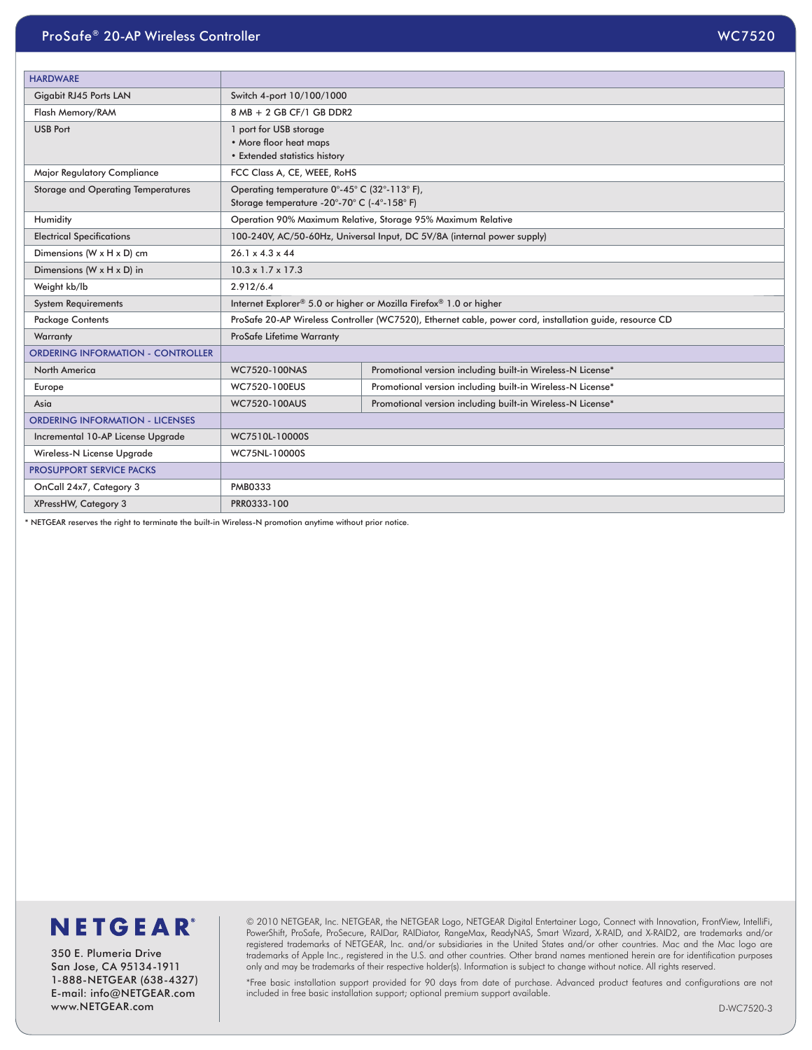| | | |
|---|---|---|
| HARDWARE | | |
| Gigabit RJ45 Ports LAN | Switch 4-port 10/100/1000 | |
| Flash Memory/RAM | 8 MB + 2 GB CF/1 GB DDR2 | |
| USB Port | 1 port for USB storage<br>• More floor heat maps<br>• Extended statistics history | |
| Major Regulatory Compliance | FCC Class A, CE, WEEE, RoHS | |
| Storage and Operating Temperatures | Operating temperature 0°-45° C (32°-113° F),<br>Storage temperature -20°-70° C (-4°-158° F) | |
| Humidity | Operation 90% Maximum Relative, Storage 95% Maximum Relative | |
| Electrical Specifications | 100-240V, AC/50-60Hz, Universal Input, DC 5V/8A (internal power supply) | |
| Dimensions (W x H x D) cm | 26.1 x 4.3 x 44 | |
| Dimensions (W x H x D) in | 10.3 x 1.7 x 17.3 | |
| Weight kb/lb | 2.912/6.4 | |
| System Requirements | Internet Explorer® 5.0 or higher or Mozilla Firefox® 1.0 or higher | |
| Package Contents | ProSafe 20-AP Wireless Controller (WC7520), Ethernet cable, power cord, installation guide, resource CD | |
| Warranty | ProSafe Lifetime Warranty | |
| ORDERING INFORMATION - CONTROLLER | | |
| North America | WC7520-100NAS | Promotional version including built-in Wireless-N License* |
| Europe | WC7520-100EUS | Promotional version including built-in Wireless-N License* |
| Asia | WC7520-100AUS | Promotional version including built-in Wireless-N License* |
| ORDERING INFORMATION - LICENSES | | |
| Incremental 10-AP License Upgrade | WC7510L-10000S | |
| Wireless-N License Upgrade | WC75NL-10000S | |
| PROSUPPORT SERVICE PACKS | | |
| OnCall 24x7, Category 3 | PMB0333 | |
| XPressHW, Category 3 | PRR0333-100 | |

* NETGEAR reserves the right to terminate the built-in Wireless-N promotion anytime without prior notice.

**NETGEAR®**

350 E. Plumeria Drive
San Jose, CA 95134-1911
1-888-NETGEAR (638-4327)
E-mail: info@NETGEAR.com
www.NETGEAR.com

© 2010 NETGEAR, Inc. NETGEAR, the NETGEAR Logo, NETGEAR Digital Entertainer Logo, Connect with Innovation, FrontView, IntelliFi, PowerShift, ProSafe, ProSecure, RAIDar, RAIDiator, RangeMax, ReadyNAS, Smart Wizard, X-RAID, and X-RAID2, are trademarks and/or registered trademarks of NETGEAR, Inc. and/or subsidiaries in the United States and/or other countries. Mac and the Mac logo are trademarks of Apple Inc., registered in the U.S. and other countries. Other brand names mentioned herein are for identification purposes only and may be trademarks of their respective holder(s). Information is subject to change without notice. All rights reserved.

*Free basic installation support provided for 90 days from date of purchase. Advanced product features and configurations are not included in free basic installation support; optional premium support available.

D-WC7520-3